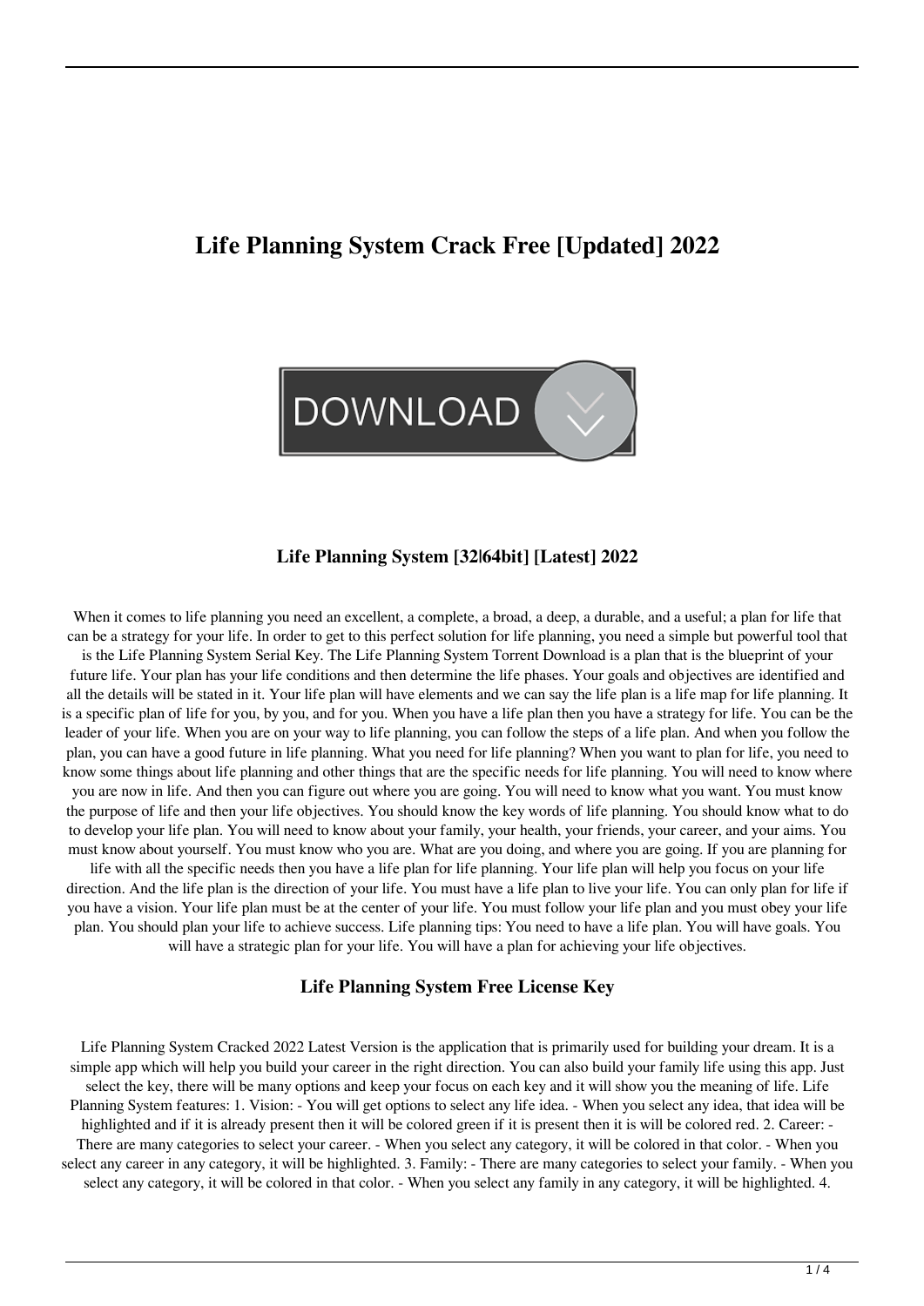# Life Planning System Crack Free [Updated] 2022

DOWNLOAD

### Life Planning System [32|64bit] [Latest] 2022

When it comes to life planning you need an excellent, a complete, a broad, a deep, a durable, and a useful; a plan for life that can be a strategy for your life. In order to get to this perfect solution for life planning, you need a simple but powerful tool that is the Life Planning System Serial Key. The Life Planning System Torrent Download is a plan that is the blueprint of your future life. Your plan has your life conditions and then determine the life phases. Your goals and objectives are identified and all the details will be stated in it. Your life plan will have elements and we can say the life plan is a life map for life planning. It is a specific plan of life for you, by you, and for you. When you have a life plan then you have a strategy for life. You can be the leader of your life. When you are on your way to life planning, you can follow the steps of a life plan. And when you follow the plan, you can have a good future in life planning. What you need for life planning? When you want to plan for life, you need to know some things about life planning and other things that are the specific needs for life planning. You will need to know where you are now in life. And then you can figure out where you are going. You will need to know what you want. You must know the purpose of life and then your life objectives. You should know the key words of life planning. You should know what to do to develop your life plan. You will need to know about your family, your health, your friends, your career, and your aims. You must know about yourself. You must know who you are. What are you doing, and where you are going. If you are planning for life with all the specific needs then you have a life plan for life planning. Your life plan will help you focus on your life direction. And the life plan is the direction of your life. You must have a life plan to live your life. You can only plan for life if you have a vision. Your life plan must be at the center of your life. You must follow your life plan and you must obey your life plan. You should plan your life to achieve success. Life planning tips: You need to have a life plan. You will have goals. You will have a strategic plan for your life. You will have a plan for achieving your life objectives.

### Life Planning System Free License Key

Life Planning System Cracked 2022 Latest Version is the application that is primarily used for building your dream. It is a simple app which will help you build your career in the right direction. You can also build your family life using this app. Just select the key, there will be many options and keep your focus on each key and it will show you the meaning of life. Life Planning System features: 1. Vision: - You will get options to select any life idea. - When you select any idea, that idea will be highlighted and if it is already present then it will be colored green if it is present then it is will be colored red. 2. Career: - There are many categories to select your career. - When you select any category, it will be colored in that color. - When you select any career in any category, it will be highlighted. 3. Family: - There are many categories to select your family. - When you select any category, it will be colored in that color. - When you select any family in any category, it will be highlighted. 4.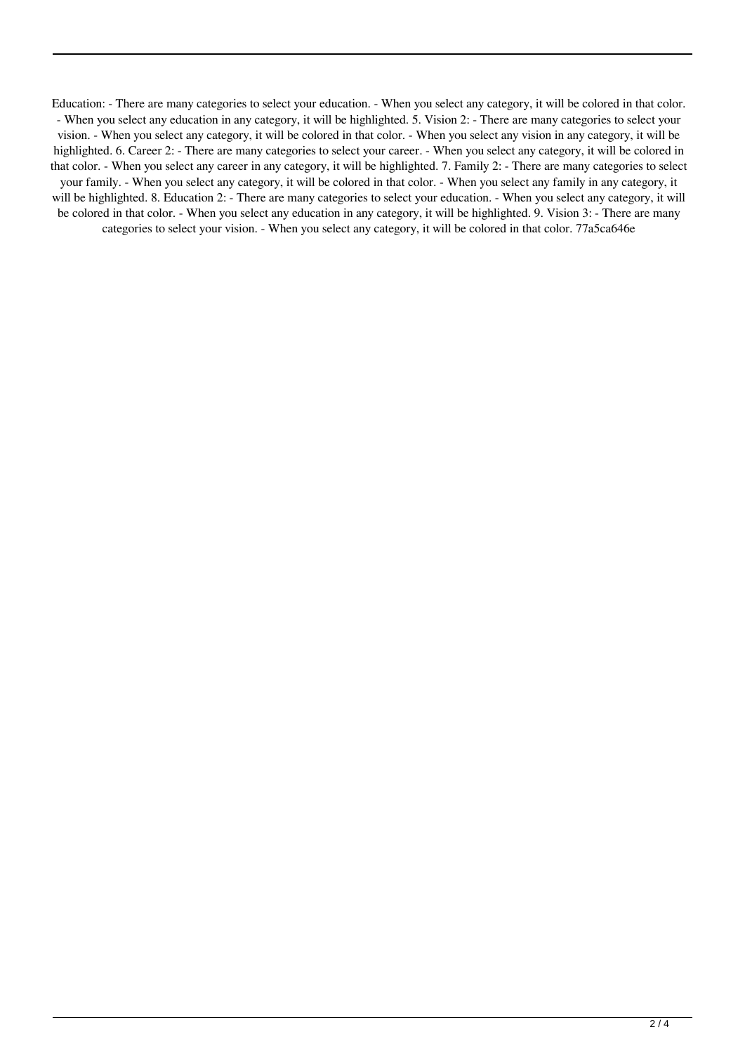Education: - There are many categories to select your education. - When you select any category, it will be colored in that color. - When you select any education in any category, it will be highlighted. 5. Vision 2: - There are many categories to select your vision. - When you select any category, it will be colored in that color. - When you select any vision in any category, it will be highlighted. 6. Career 2: - There are many categories to select your career. - When you select any category, it will be colored in that color. - When you select any career in any category, it will be highlighted. 7. Family 2: - There are many categories to select your family. - When you select any category, it will be colored in that color. - When you select any family in any category, it will be highlighted. 8. Education 2: - There are many categories to select your education. - When you select any category, it will be colored in that color. - When you select any education in any category, it will be highlighted. 9. Vision 3: - There are many categories to select your vision. - When you select any category, it will be colored in that color. 77a5ca646e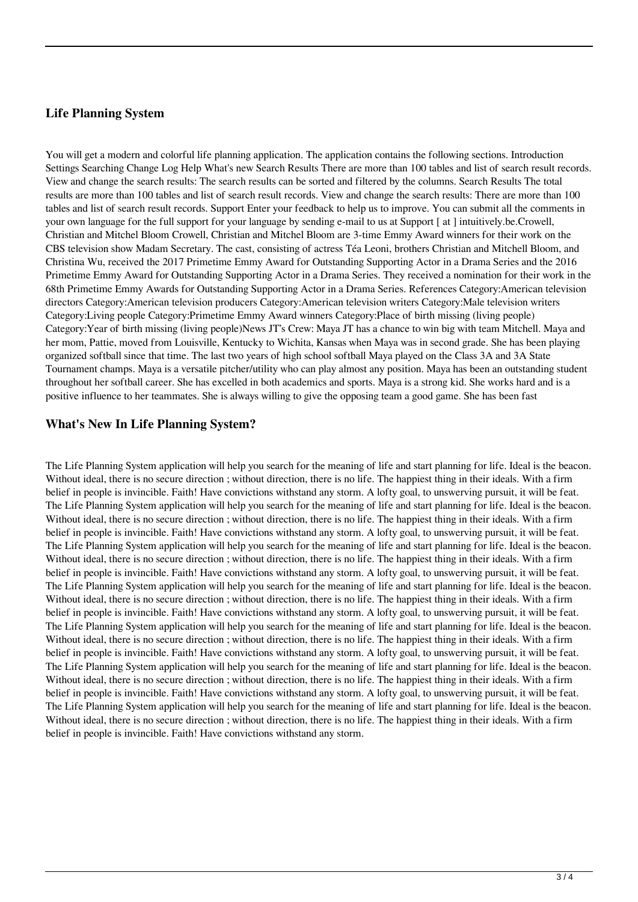## Life Planning System

You will get a modern and colorful life planning application. The application contains the following sections. Introduction Settings Searching Change Log Help What's new Search Results There are more than 100 tables and list of search result records. View and change the search results: The search results can be sorted and filtered by the columns. Search Results The total results are more than 100 tables and list of search result records. View and change the search results: There are more than 100 tables and list of search result records. Support Enter your feedback to help us to improve. You can submit all the comments in your own language for the full support for your language by sending e-mail to us at Support [ at ] intuitively.be.Crowell, Christian and Mitchel Bloom Crowell, Christian and Mitchel Bloom are 3-time Emmy Award winners for their work on the CBS television show Madam Secretary. The cast, consisting of actress Téa Leoni, brothers Christian and Mitchell Bloom, and Christina Wu, received the 2017 Primetime Emmy Award for Outstanding Supporting Actor in a Drama Series and the 2016 Primetime Emmy Award for Outstanding Supporting Actor in a Drama Series. They received a nomination for their work in the 68th Primetime Emmy Awards for Outstanding Supporting Actor in a Drama Series. References Category:American television directors Category:American television producers Category:American television writers Category:Male television writers Category:Living people Category:Primetime Emmy Award winners Category:Place of birth missing (living people) Category:Year of birth missing (living people)News JT's Crew: Maya JT has a chance to win big with team Mitchell. Maya and her mom, Pattie, moved from Louisville, Kentucky to Wichita, Kansas when Maya was in second grade. She has been playing organized softball since that time. The last two years of high school softball Maya played on the Class 3A and 3A State Tournament champs. Maya is a versatile pitcher/utility who can play almost any position. Maya has been an outstanding student throughout her softball career. She has excelled in both academics and sports. Maya is a strong kid. She works hard and is a positive influence to her teammates. She is always willing to give the opposing team a good game. She has been fast

## What's New In Life Planning System?

The Life Planning System application will help you search for the meaning of life and start planning for life. Ideal is the beacon. Without ideal, there is no secure direction ; without direction, there is no life. The happiest thing in their ideals. With a firm belief in people is invincible. Faith! Have convictions withstand any storm. A lofty goal, to unswerving pursuit, it will be feat. The Life Planning System application will help you search for the meaning of life and start planning for life. Ideal is the beacon. Without ideal, there is no secure direction ; without direction, there is no life. The happiest thing in their ideals. With a firm belief in people is invincible. Faith! Have convictions withstand any storm. A lofty goal, to unswerving pursuit, it will be feat. The Life Planning System application will help you search for the meaning of life and start planning for life. Ideal is the beacon. Without ideal, there is no secure direction ; without direction, there is no life. The happiest thing in their ideals. With a firm belief in people is invincible. Faith! Have convictions withstand any storm. A lofty goal, to unswerving pursuit, it will be feat. The Life Planning System application will help you search for the meaning of life and start planning for life. Ideal is the beacon. Without ideal, there is no secure direction ; without direction, there is no life. The happiest thing in their ideals. With a firm belief in people is invincible. Faith! Have convictions withstand any storm. A lofty goal, to unswerving pursuit, it will be feat. The Life Planning System application will help you search for the meaning of life and start planning for life. Ideal is the beacon. Without ideal, there is no secure direction ; without direction, there is no life. The happiest thing in their ideals. With a firm belief in people is invincible. Faith! Have convictions withstand any storm. A lofty goal, to unswerving pursuit, it will be feat. The Life Planning System application will help you search for the meaning of life and start planning for life. Ideal is the beacon. Without ideal, there is no secure direction ; without direction, there is no life. The happiest thing in their ideals. With a firm belief in people is invincible. Faith! Have convictions withstand any storm. A lofty goal, to unswerving pursuit, it will be feat. The Life Planning System application will help you search for the meaning of life and start planning for life. Ideal is the beacon. Without ideal, there is no secure direction ; without direction, there is no life. The happiest thing in their ideals. With a firm belief in people is invincible. Faith! Have convictions withstand any storm.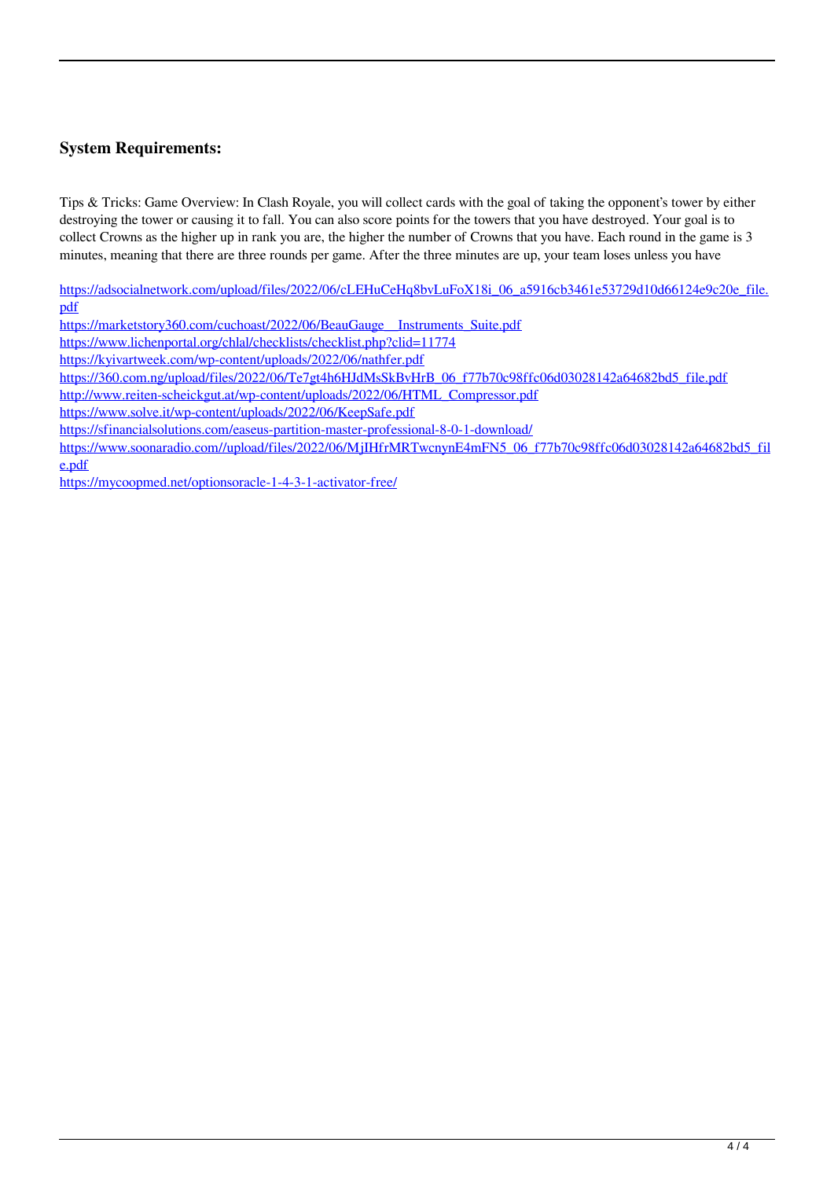### System Requirements:

Tips & Tricks: Game Overview: In Clash Royale, you will collect cards with the goal of taking the opponent's tower by either destroying the tower or causing it to fall. You can also score points for the towers that you have destroyed. Your goal is to collect Crowns as the higher up in rank you are, the higher the number of Crowns that you have. Each round in the game is 3 minutes, meaning that there are three rounds per game. After the three minutes are up, your team loses unless you have

https://adsocialnetwork.com/upload/files/2022/06/cLEHuCeHq8bvLuFoX18i_06_a5916cb3461e53729d10d66124e9c20e_file.pdf
https://marketstory360.com/cuchoast/2022/06/BeauGauge__Instruments_Suite.pdf
https://www.lichenportal.org/chlal/checklists/checklist.php?clid=11774
https://kyivartweek.com/wp-content/uploads/2022/06/nathfer.pdf
https://360.com.ng/upload/files/2022/06/Te7gt4h6HJdMsSkBvHrB_06_f77b70c98ffc06d03028142a64682bd5_file.pdf
http://www.reiten-scheickgut.at/wp-content/uploads/2022/06/HTML_Compressor.pdf
https://www.solve.it/wp-content/uploads/2022/06/KeepSafe.pdf
https://sfinancialsolutions.com/easeus-partition-master-professional-8-0-1-download/
https://www.soonaradio.com//upload/files/2022/06/MjIHfrMRTwcnynE4mFN5_06_f77b70c98ffc06d03028142a64682bd5_file.pdf
https://mycoopmed.net/optionsoracle-1-4-3-1-activator-free/